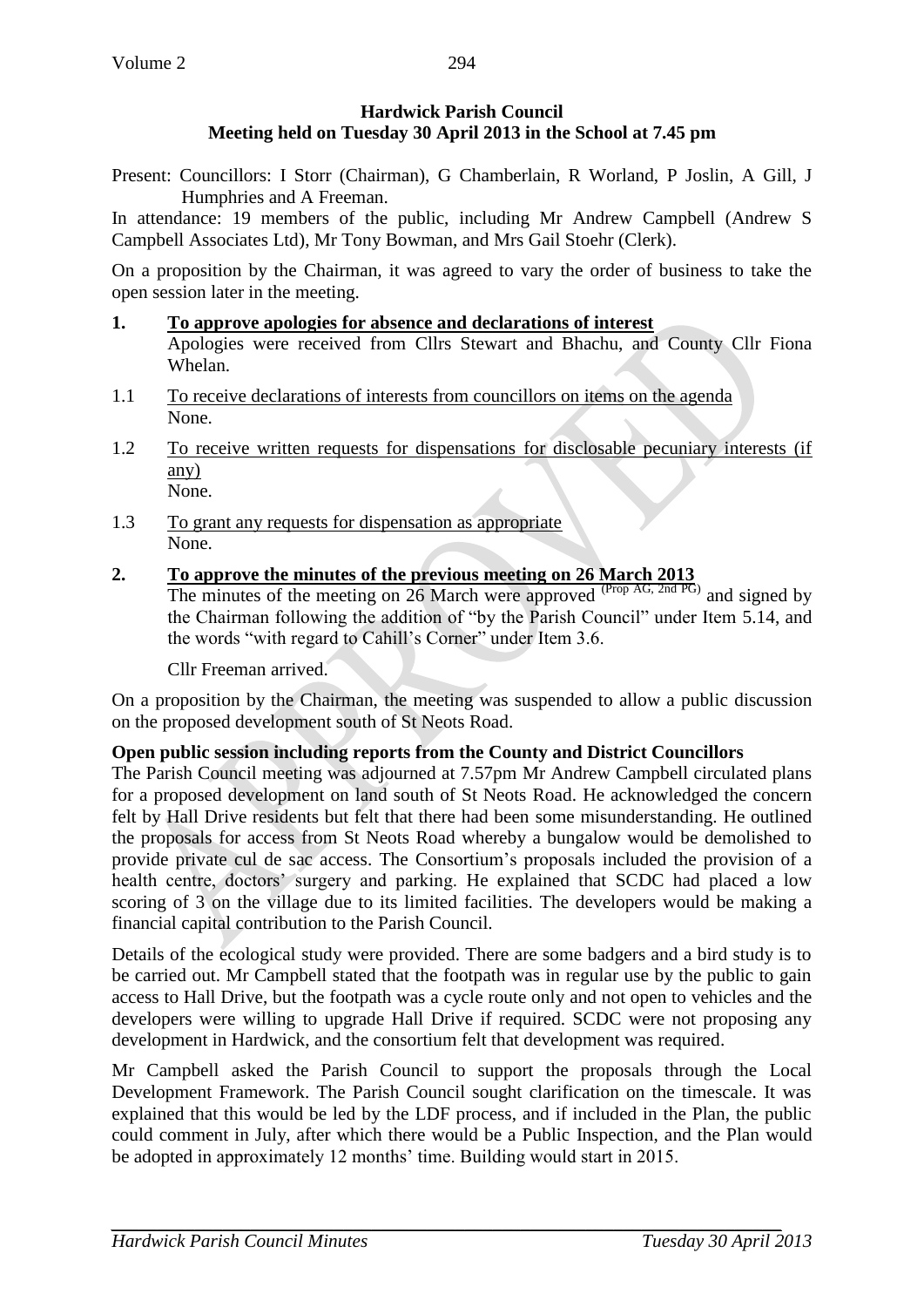**Hardwick Parish Council**
**Meeting held on Tuesday 30 April 2013 in the School at 7.45 pm**

Present: Councillors: I Storr (Chairman), G Chamberlain, R Worland, P Joslin, A Gill, J Humphries and A Freeman.

In attendance: 19 members of the public, including Mr Andrew Campbell (Andrew S Campbell Associates Ltd), Mr Tony Bowman, and Mrs Gail Stoehr (Clerk).

On a proposition by the Chairman, it was agreed to vary the order of business to take the open session later in the meeting.

**1. To approve apologies for absence and declarations of interest**

Apologies were received from Cllrs Stewart and Bhachu, and County Cllr Fiona Whelan.

1.1 To receive declarations of interests from councillors on items on the agenda

None.

1.2 To receive written requests for dispensations for disclosable pecuniary interests (if any)

None.

1.3 To grant any requests for dispensation as appropriate

None.

**2. To approve the minutes of the previous meeting on 26 March 2013**

The minutes of the meeting on 26 March were approved (Prop AG, 2nd PG) and signed by the Chairman following the addition of "by the Parish Council" under Item 5.14, and the words "with regard to Cahill's Corner" under Item 3.6.

Cllr Freeman arrived.

On a proposition by the Chairman, the meeting was suspended to allow a public discussion on the proposed development south of St Neots Road.

**Open public session including reports from the County and District Councillors**

The Parish Council meeting was adjourned at 7.57pm Mr Andrew Campbell circulated plans for a proposed development on land south of St Neots Road. He acknowledged the concern felt by Hall Drive residents but felt that there had been some misunderstanding. He outlined the proposals for access from St Neots Road whereby a bungalow would be demolished to provide private cul de sac access. The Consortium's proposals included the provision of a health centre, doctors' surgery and parking. He explained that SCDC had placed a low scoring of 3 on the village due to its limited facilities. The developers would be making a financial capital contribution to the Parish Council.

Details of the ecological study were provided. There are some badgers and a bird study is to be carried out. Mr Campbell stated that the footpath was in regular use by the public to gain access to Hall Drive, but the footpath was a cycle route only and not open to vehicles and the developers were willing to upgrade Hall Drive if required. SCDC were not proposing any development in Hardwick, and the consortium felt that development was required.

Mr Campbell asked the Parish Council to support the proposals through the Local Development Framework. The Parish Council sought clarification on the timescale. It was explained that this would be led by the LDF process, and if included in the Plan, the public could comment in July, after which there would be a Public Inspection, and the Plan would be adopted in approximately 12 months' time. Building would start in 2015.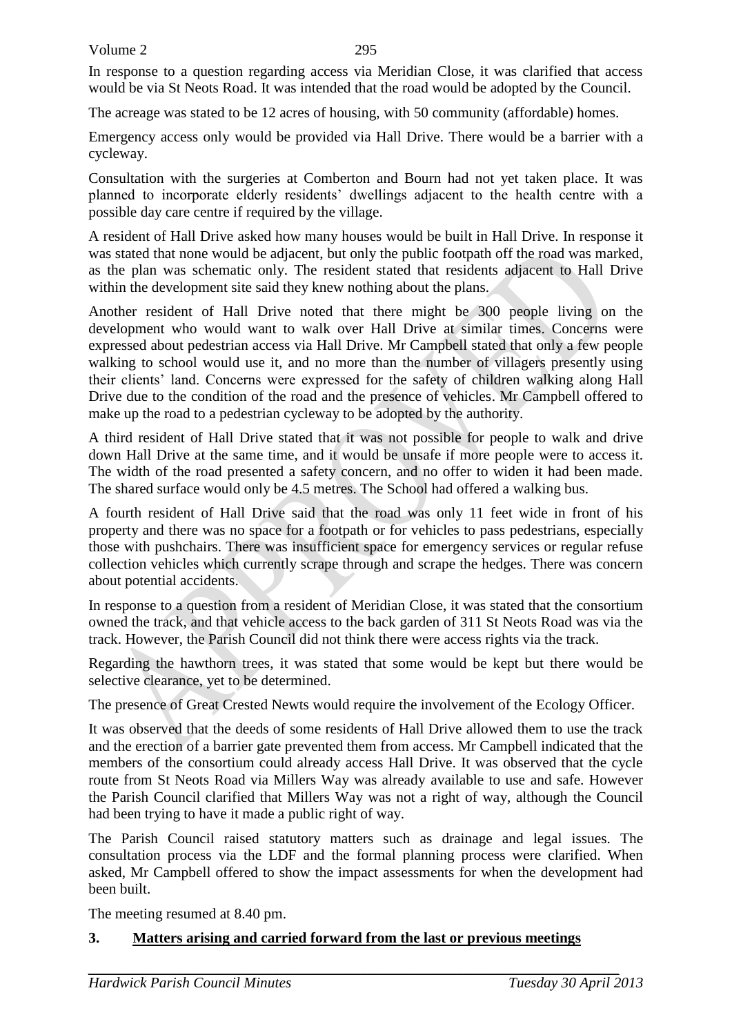In response to a question regarding access via Meridian Close, it was clarified that access would be via St Neots Road. It was intended that the road would be adopted by the Council.

The acreage was stated to be 12 acres of housing, with 50 community (affordable) homes.

Emergency access only would be provided via Hall Drive. There would be a barrier with a cycleway.

Consultation with the surgeries at Comberton and Bourn had not yet taken place. It was planned to incorporate elderly residents' dwellings adjacent to the health centre with a possible day care centre if required by the village.

A resident of Hall Drive asked how many houses would be built in Hall Drive. In response it was stated that none would be adjacent, but only the public footpath off the road was marked, as the plan was schematic only. The resident stated that residents adjacent to Hall Drive within the development site said they knew nothing about the plans.

Another resident of Hall Drive noted that there might be 300 people living on the development who would want to walk over Hall Drive at similar times. Concerns were expressed about pedestrian access via Hall Drive. Mr Campbell stated that only a few people walking to school would use it, and no more than the number of villagers presently using their clients' land. Concerns were expressed for the safety of children walking along Hall Drive due to the condition of the road and the presence of vehicles. Mr Campbell offered to make up the road to a pedestrian cycleway to be adopted by the authority.

A third resident of Hall Drive stated that it was not possible for people to walk and drive down Hall Drive at the same time, and it would be unsafe if more people were to access it. The width of the road presented a safety concern, and no offer to widen it had been made. The shared surface would only be 4.5 metres. The School had offered a walking bus.

A fourth resident of Hall Drive said that the road was only 11 feet wide in front of his property and there was no space for a footpath or for vehicles to pass pedestrians, especially those with pushchairs. There was insufficient space for emergency services or regular refuse collection vehicles which currently scrape through and scrape the hedges. There was concern about potential accidents.

In response to a question from a resident of Meridian Close, it was stated that the consortium owned the track, and that vehicle access to the back garden of 311 St Neots Road was via the track. However, the Parish Council did not think there were access rights via the track.

Regarding the hawthorn trees, it was stated that some would be kept but there would be selective clearance, yet to be determined.

The presence of Great Crested Newts would require the involvement of the Ecology Officer.

It was observed that the deeds of some residents of Hall Drive allowed them to use the track and the erection of a barrier gate prevented them from access. Mr Campbell indicated that the members of the consortium could already access Hall Drive. It was observed that the cycle route from St Neots Road via Millers Way was already available to use and safe. However the Parish Council clarified that Millers Way was not a right of way, although the Council had been trying to have it made a public right of way.

The Parish Council raised statutory matters such as drainage and legal issues. The consultation process via the LDF and the formal planning process were clarified. When asked, Mr Campbell offered to show the impact assessments for when the development had been built.

The meeting resumed at 8.40 pm.

## 3. Matters arising and carried forward from the last or previous meetings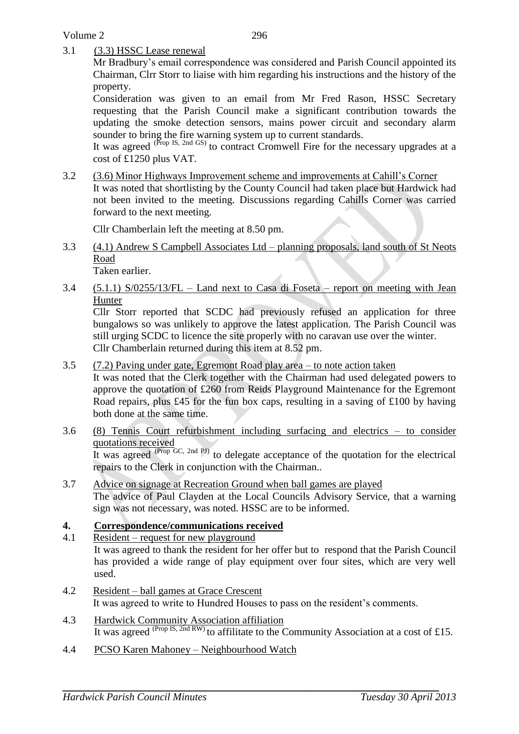3.1 (3.3) HSSC Lease renewal

Mr Bradbury's email correspondence was considered and Parish Council appointed its Chairman, Clrr Storr to liaise with him regarding his instructions and the history of the property.

Consideration was given to an email from Mr Fred Rason, HSSC Secretary requesting that the Parish Council make a significant contribution towards the updating the smoke detection sensors, mains power circuit and secondary alarm sounder to bring the fire warning system up to current standards.

It was agreed (Prop IS, 2nd GS) to contract Cromwell Fire for the necessary upgrades at a cost of £1250 plus VAT.

3.2 (3.6) Minor Highways Improvement scheme and improvements at Cahill's Corner

It was noted that shortlisting by the County Council had taken place but Hardwick had not been invited to the meeting. Discussions regarding Cahills Corner was carried forward to the next meeting.

Cllr Chamberlain left the meeting at 8.50 pm.

3.3 (4.1) Andrew S Campbell Associates Ltd – planning proposals, land south of St Neots Road

Taken earlier.

3.4 (5.1.1) S/0255/13/FL – Land next to Casa di Foseta – report on meeting with Jean Hunter

Cllr Storr reported that SCDC had previously refused an application for three bungalows so was unlikely to approve the latest application. The Parish Council was still urging SCDC to licence the site properly with no caravan use over the winter.

Cllr Chamberlain returned during this item at 8.52 pm.

3.5 (7.2) Paving under gate, Egremont Road play area – to note action taken

It was noted that the Clerk together with the Chairman had used delegated powers to approve the quotation of £260 from Reids Playground Maintenance for the Egremont Road repairs, plus £45 for the fun box caps, resulting in a saving of £100 by having both done at the same time.

3.6 (8) Tennis Court refurbishment including surfacing and electrics – to consider quotations received

It was agreed (Prop GC, 2nd PJ) to delegate acceptance of the quotation for the electrical repairs to the Clerk in conjunction with the Chairman..

3.7 Advice on signage at Recreation Ground when ball games are played

The advice of Paul Clayden at the Local Councils Advisory Service, that a warning sign was not necessary, was noted. HSSC are to be informed.

## 4. Correspondence/communications received

4.1 Resident – request for new playground

It was agreed to thank the resident for her offer but to respond that the Parish Council has provided a wide range of play equipment over four sites, which are very well used.

4.2 Resident – ball games at Grace Crescent

It was agreed to write to Hundred Houses to pass on the resident's comments.

4.3 Hardwick Community Association affiliation

It was agreed (Prop IS, 2nd RW) to affilitate to the Community Association at a cost of £15.

4.4 PCSO Karen Mahoney – Neighbourhood Watch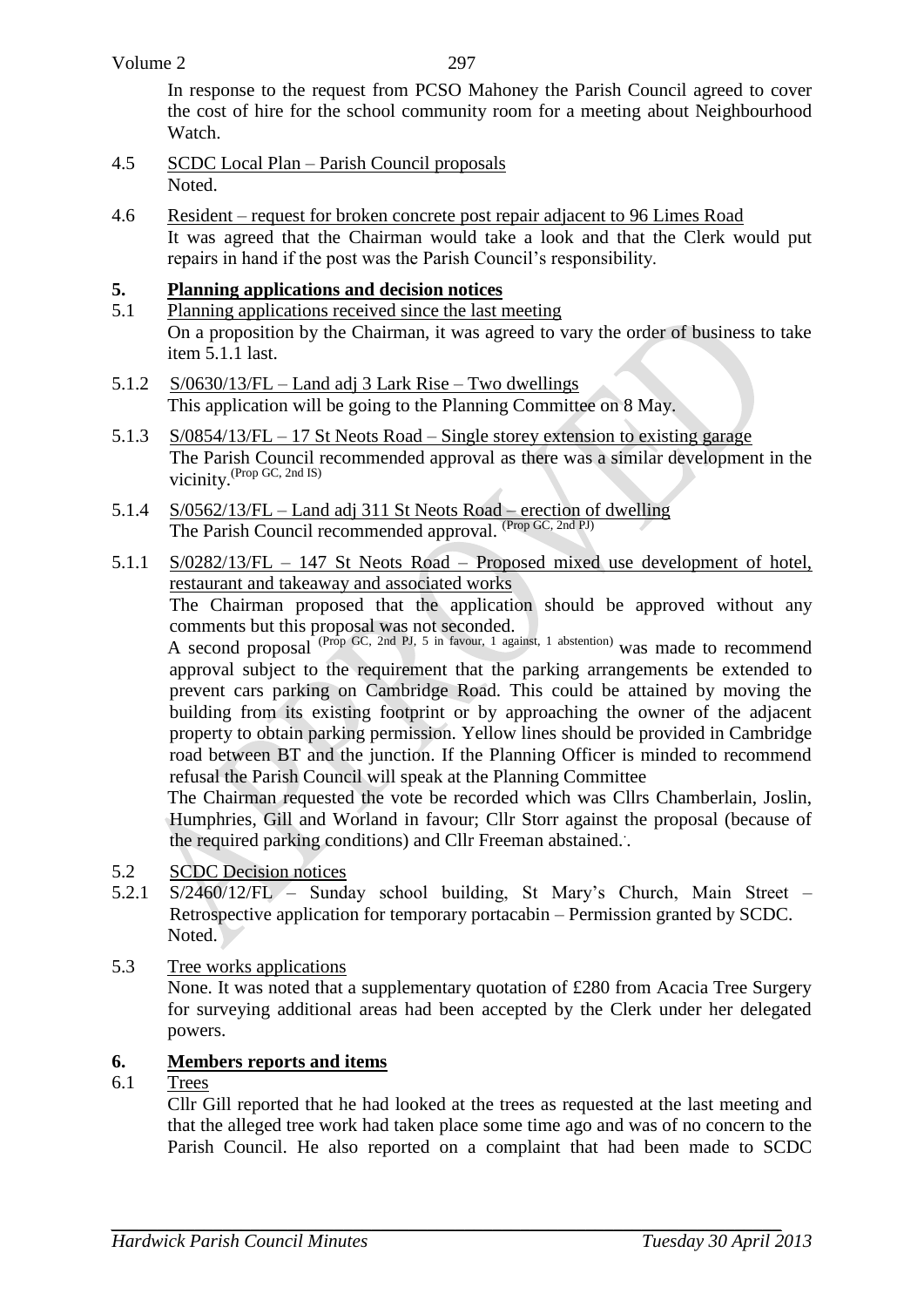In response to the request from PCSO Mahoney the Parish Council agreed to cover the cost of hire for the school community room for a meeting about Neighbourhood Watch.

4.5 SCDC Local Plan – Parish Council proposals
Noted.

4.6 Resident – request for broken concrete post repair adjacent to 96 Limes Road
It was agreed that the Chairman would take a look and that the Clerk would put repairs in hand if the post was the Parish Council's responsibility.

## 5. Planning applications and decision notices

5.1 Planning applications received since the last meeting
On a proposition by the Chairman, it was agreed to vary the order of business to take item 5.1.1 last.

5.1.2 S/0630/13/FL – Land adj 3 Lark Rise – Two dwellings
This application will be going to the Planning Committee on 8 May.

5.1.3 S/0854/13/FL – 17 St Neots Road – Single storey extension to existing garage
The Parish Council recommended approval as there was a similar development in the vicinity. (Prop GC, 2nd IS)

5.1.4 S/0562/13/FL – Land adj 311 St Neots Road – erection of dwelling
The Parish Council recommended approval. (Prop GC, 2nd PJ)

5.1.1 S/0282/13/FL – 147 St Neots Road – Proposed mixed use development of hotel, restaurant and takeaway and associated works
The Chairman proposed that the application should be approved without any comments but this proposal was not seconded.
A second proposal (Prop GC, 2nd PJ, 5 in favour, 1 against, 1 abstention) was made to recommend approval subject to the requirement that the parking arrangements be extended to prevent cars parking on Cambridge Road. This could be attained by moving the building from its existing footprint or by approaching the owner of the adjacent property to obtain parking permission. Yellow lines should be provided in Cambridge road between BT and the junction. If the Planning Officer is minded to recommend refusal the Parish Council will speak at the Planning Committee
The Chairman requested the vote be recorded which was Cllrs Chamberlain, Joslin, Humphries, Gill and Worland in favour; Cllr Storr against the proposal (because of the required parking conditions) and Cllr Freeman abstained.

5.2 SCDC Decision notices

5.2.1 S/2460/12/FL – Sunday school building, St Mary's Church, Main Street – Retrospective application for temporary portacabin – Permission granted by SCDC.
Noted.

5.3 Tree works applications
None. It was noted that a supplementary quotation of £280 from Acacia Tree Surgery for surveying additional areas had been accepted by the Clerk under her delegated powers.

## 6. Members reports and items

6.1 Trees
Cllr Gill reported that he had looked at the trees as requested at the last meeting and that the alleged tree work had taken place some time ago and was of no concern to the Parish Council. He also reported on a complaint that had been made to SCDC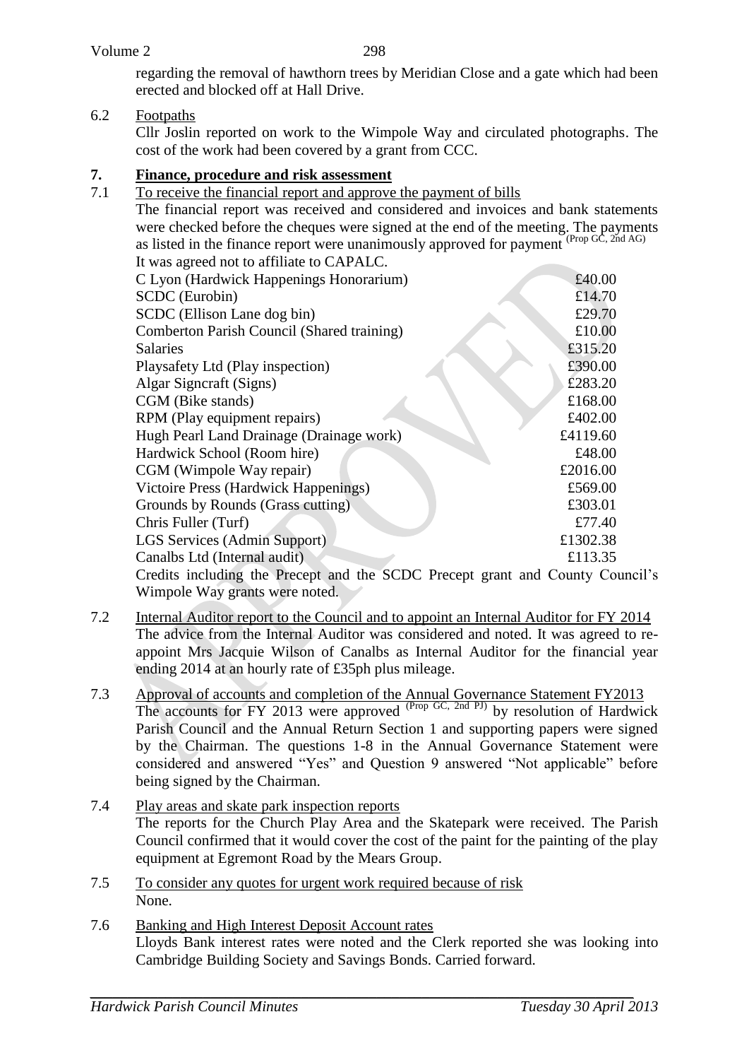regarding the removal of hawthorn trees by Meridian Close and a gate which had been erected and blocked off at Hall Drive.

6.2 Footpaths

Cllr Joslin reported on work to the Wimpole Way and circulated photographs. The cost of the work had been covered by a grant from CCC.

## 7. Finance, procedure and risk assessment

7.1 To receive the financial report and approve the payment of bills

The financial report was received and considered and invoices and bank statements were checked before the cheques were signed at the end of the meeting. The payments as listed in the finance report were unanimously approved for payment (Prop GC, 2nd AG)

It was agreed not to affiliate to CAPALC.

| | |
|---|---|
| C Lyon (Hardwick Happenings Honorarium) | £40.00 |
| SCDC (Eurobin) | £14.70 |
| SCDC (Ellison Lane dog bin) | £29.70 |
| Comberton Parish Council (Shared training) | £10.00 |
| Salaries | £315.20 |
| Playsafety Ltd (Play inspection) | £390.00 |
| Algar Signcraft (Signs) | £283.20 |
| CGM (Bike stands) | £168.00 |
| RPM (Play equipment repairs) | £402.00 |
| Hugh Pearl Land Drainage (Drainage work) | £4119.60 |
| Hardwick School (Room hire) | £48.00 |
| CGM (Wimpole Way repair) | £2016.00 |
| Victoire Press (Hardwick Happenings) | £569.00 |
| Grounds by Rounds (Grass cutting) | £303.01 |
| Chris Fuller (Turf) | £77.40 |
| LGS Services (Admin Support) | £1302.38 |
| Canalbs Ltd (Internal audit) | £113.35 |

Credits including the Precept and the SCDC Precept grant and County Council's Wimpole Way grants were noted.

7.2 Internal Auditor report to the Council and to appoint an Internal Auditor for FY 2014

The advice from the Internal Auditor was considered and noted. It was agreed to re-appoint Mrs Jacquie Wilson of Canalbs as Internal Auditor for the financial year ending 2014 at an hourly rate of £35ph plus mileage.

7.3 Approval of accounts and completion of the Annual Governance Statement FY2013

The accounts for FY 2013 were approved (Prop GC, 2nd PJ) by resolution of Hardwick Parish Council and the Annual Return Section 1 and supporting papers were signed by the Chairman. The questions 1-8 in the Annual Governance Statement were considered and answered "Yes" and Question 9 answered "Not applicable" before being signed by the Chairman.

7.4 Play areas and skate park inspection reports

The reports for the Church Play Area and the Skatepark were received. The Parish Council confirmed that it would cover the cost of the paint for the painting of the play equipment at Egremont Road by the Mears Group.

7.5 To consider any quotes for urgent work required because of risk

None.

7.6 Banking and High Interest Deposit Account rates

Lloyds Bank interest rates were noted and the Clerk reported she was looking into Cambridge Building Society and Savings Bonds. Carried forward.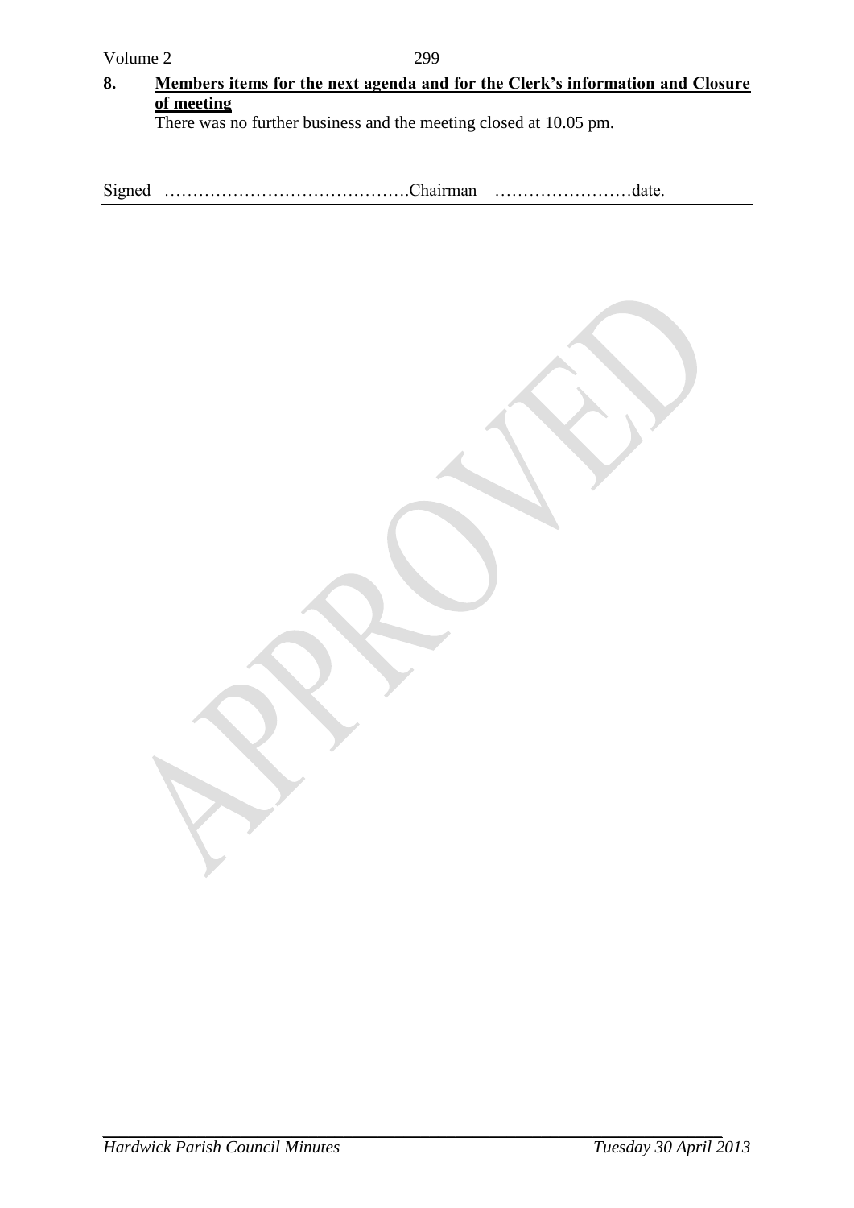## 8. Members items for the next agenda and for the Clerk's information and Closure of meeting

There was no further business and the meeting closed at 10.05 pm.

Signed ……………………………………Chairman ……………………date.